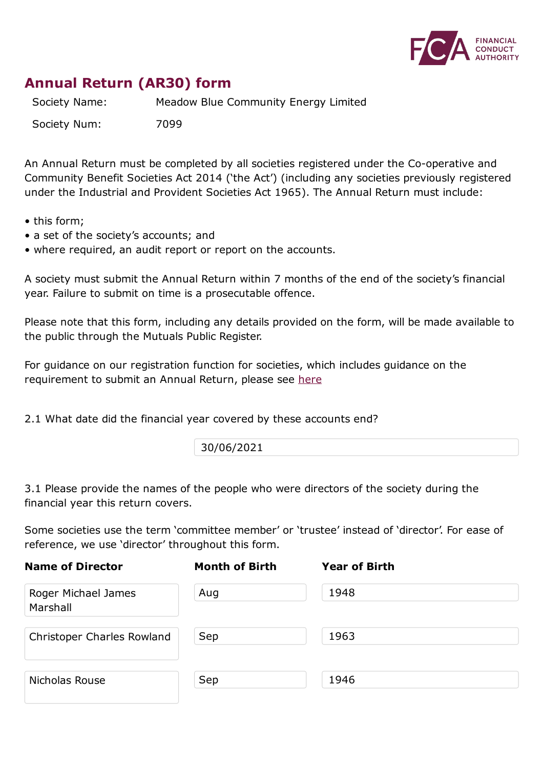FINANCIAL CONDUCT AUTHORITY

# Annual Return (AR30) form

| | |
|---|---|
| Society Name: | Meadow Blue Community Energy Limited |
| Society Num: | 7099 |

An Annual Return must be completed by all societies registered under the Co-operative and Community Benefit Societies Act 2014 (‘the Act’) (including any societies previously registered under the Industrial and Provident Societies Act 1965). The Annual Return must include:

- this form;
- a set of the society’s accounts; and
- where required, an audit report or report on the accounts.

A society must submit the Annual Return within 7 months of the end of the society’s financial year. Failure to submit on time is a prosecutable offence.

Please note that this form, including any details provided on the form, will be made available to the public through the Mutuals Public Register.

For guidance on our registration function for societies, which includes guidance on the requirement to submit an Annual Return, please see here

2.1 What date did the financial year covered by these accounts end?

30/06/2021

3.1 Please provide the names of the people who were directors of the society during the financial year this return covers.

Some societies use the term ‘committee member’ or ‘trustee’ instead of ‘director’. For ease of reference, we use ‘director’ throughout this form.

| Name of Director | Month of Birth | Year of Birth |
|---|---|---|
| Roger Michael James Marshall | Aug | 1948 |
| Christoper Charles Rowland | Sep | 1963 |
| Nicholas Rouse | Sep | 1946 |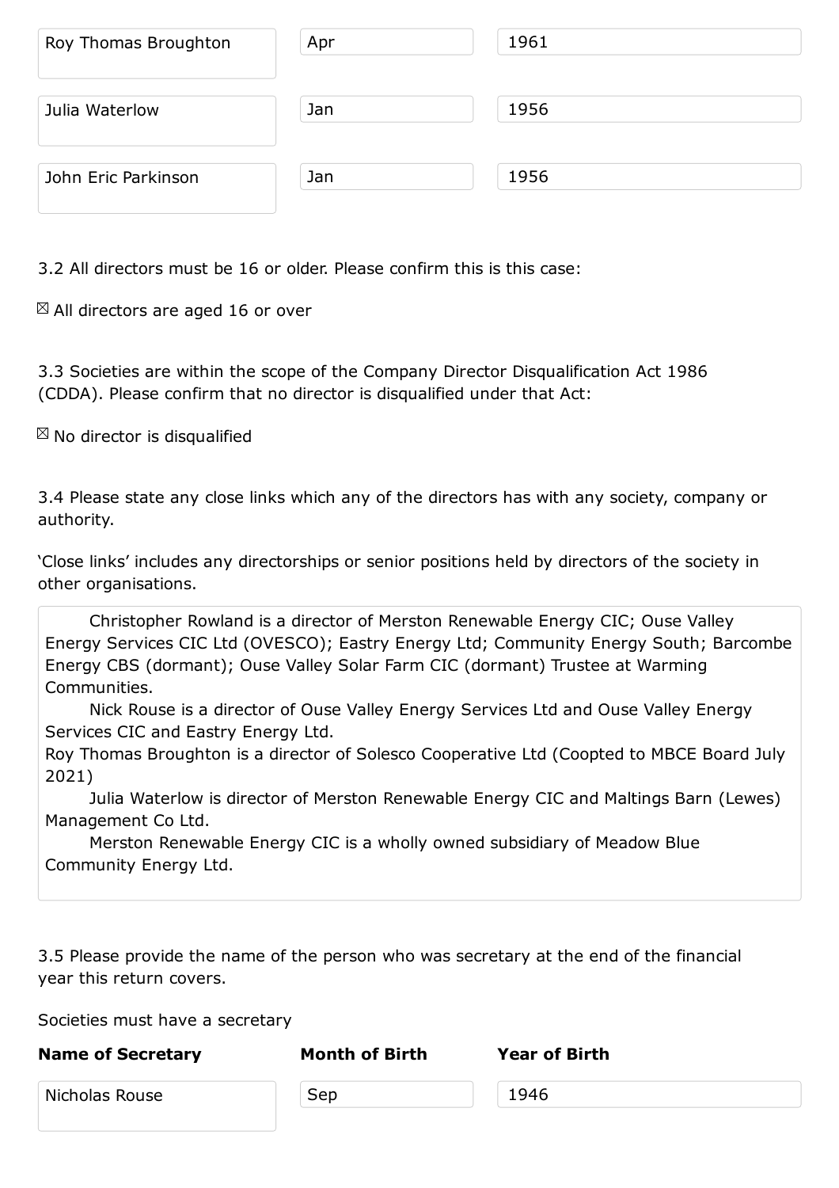| | | |
|---|---|---|
| Roy Thomas Broughton | Apr | 1961 |
| Julia Waterlow | Jan | 1956 |
| John Eric Parkinson | Jan | 1956 |

3.2 All directors must be 16 or older. Please confirm this is this case:

☒ All directors are aged 16 or over

3.3 Societies are within the scope of the Company Director Disqualification Act 1986 (CDDA). Please confirm that no director is disqualified under that Act:

☒ No director is disqualified

3.4 Please state any close links which any of the directors has with any society, company or authority.

'Close links' includes any directorships or senior positions held by directors of the society in other organisations.

Christopher Rowland is a director of Merston Renewable Energy CIC; Ouse Valley Energy Services CIC Ltd (OVESCO); Eastry Energy Ltd; Community Energy South; Barcombe Energy CBS (dormant); Ouse Valley Solar Farm CIC (dormant) Trustee at Warming Communities.

Nick Rouse is a director of Ouse Valley Energy Services Ltd and Ouse Valley Energy Services CIC and Eastry Energy Ltd.

Roy Thomas Broughton is a director of Solesco Cooperative Ltd (Coopted to MBCE Board July 2021)

Julia Waterlow is director of Merston Renewable Energy CIC and Maltings Barn (Lewes) Management Co Ltd.

Merston Renewable Energy CIC is a wholly owned subsidiary of Meadow Blue Community Energy Ltd.

3.5 Please provide the name of the person who was secretary at the end of the financial year this return covers.

Societies must have a secretary

| **Name of Secretary** | **Month of Birth** | **Year of Birth** |
|---|---|---|
| Nicholas Rouse | Sep | 1946 |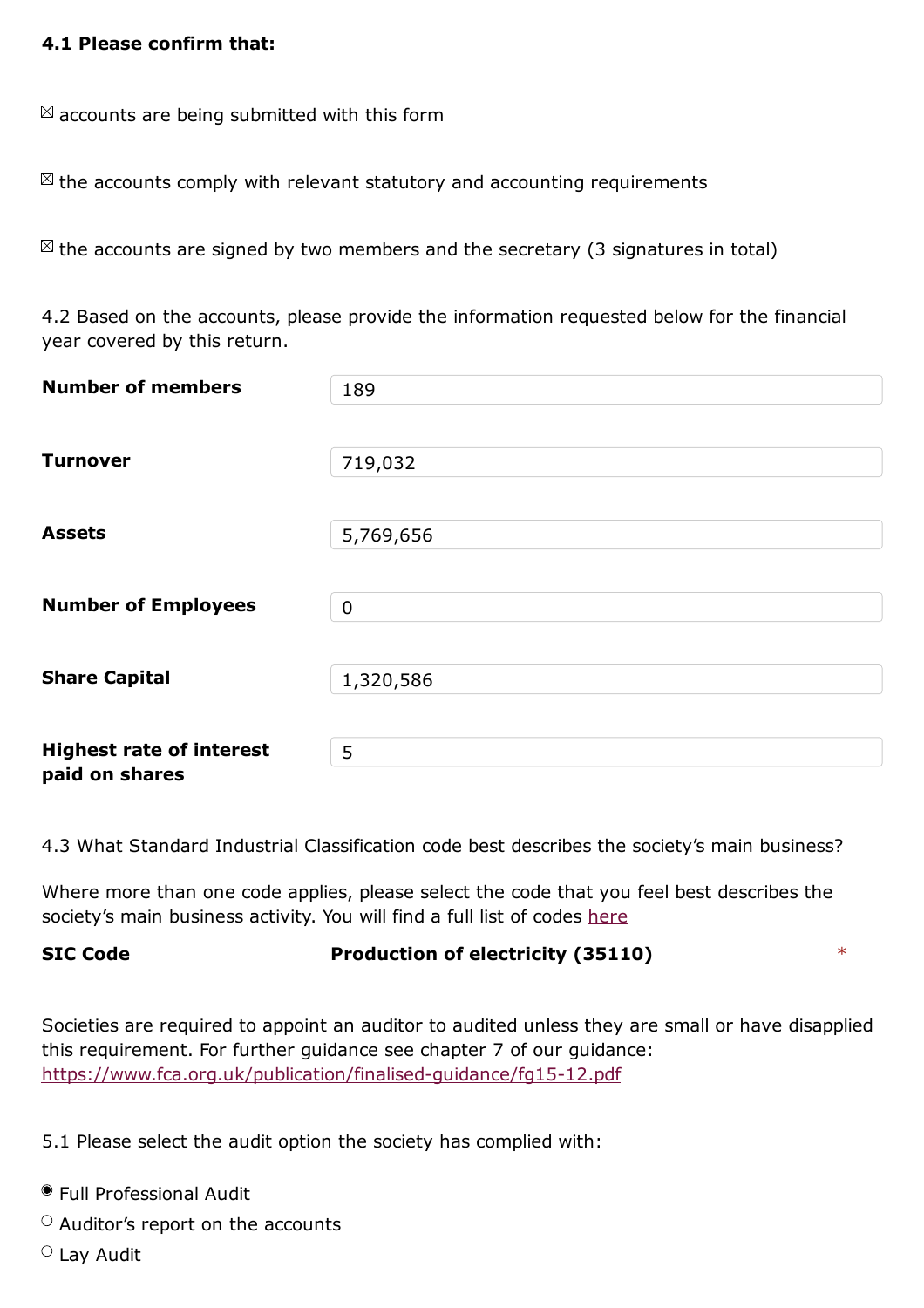**4.1 Please confirm that:**

☒ accounts are being submitted with this form

☒ the accounts comply with relevant statutory and accounting requirements

☒ the accounts are signed by two members and the secretary (3 signatures in total)

4.2 Based on the accounts, please provide the information requested below for the financial year covered by this return.

| | |
|---|---|
| **Number of members** | 189 |
| **Turnover** | 719,032 |
| **Assets** | 5,769,656 |
| **Number of Employees** | 0 |
| **Share Capital** | 1,320,586 |
| **Highest rate of interest paid on shares** | 5 |

4.3 What Standard Industrial Classification code best describes the society's main business?

Where more than one code applies, please select the code that you feel best describes the society's main business activity. You will find a full list of codes here

**SIC Code** **Production of electricity (35110)** *

Societies are required to appoint an auditor to audited unless they are small or have disapplied this requirement. For further guidance see chapter 7 of our guidance: https://www.fca.org.uk/publication/finalised-guidance/fg15-12.pdf

5.1 Please select the audit option the society has complied with:

◉ Full Professional Audit

○ Auditor's report on the accounts

○ Lay Audit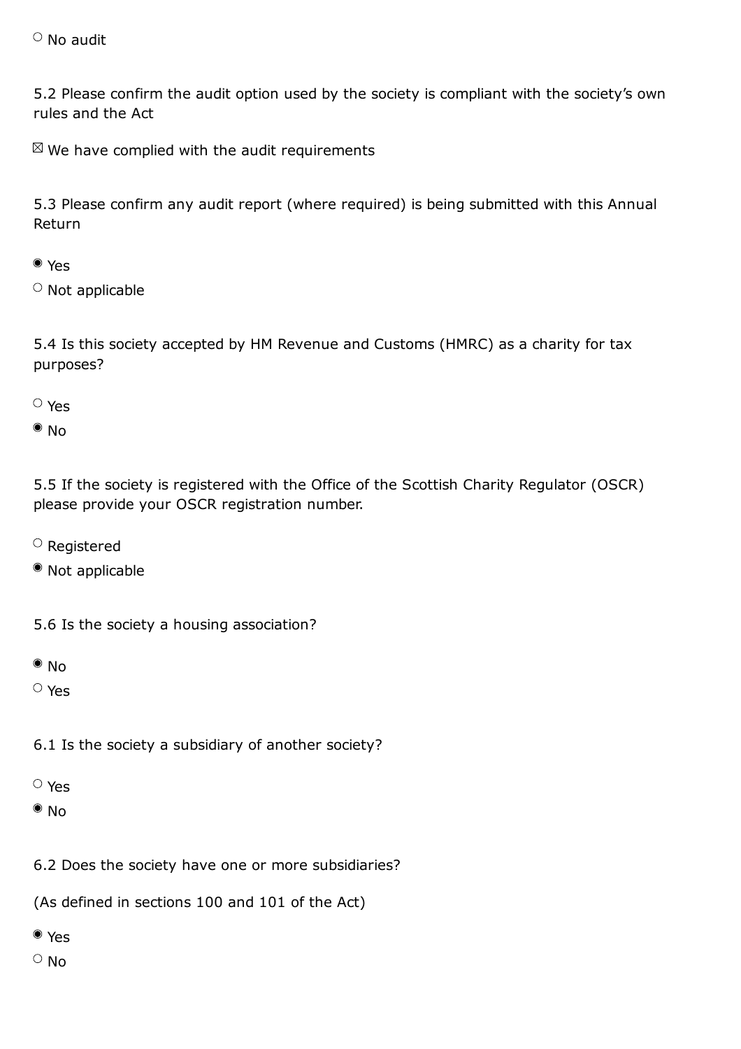○ No audit

5.2 Please confirm the audit option used by the society is compliant with the society's own rules and the Act

☒ We have complied with the audit requirements

5.3 Please confirm any audit report (where required) is being submitted with this Annual Return

◉ Yes

○ Not applicable

5.4 Is this society accepted by HM Revenue and Customs (HMRC) as a charity for tax purposes?

○ Yes

◉ No

5.5 If the society is registered with the Office of the Scottish Charity Regulator (OSCR) please provide your OSCR registration number.

○ Registered

◉ Not applicable

5.6 Is the society a housing association?

◉ No

○ Yes

6.1 Is the society a subsidiary of another society?

○ Yes

◉ No

6.2 Does the society have one or more subsidiaries?

(As defined in sections 100 and 101 of the Act)

◉ Yes

○ No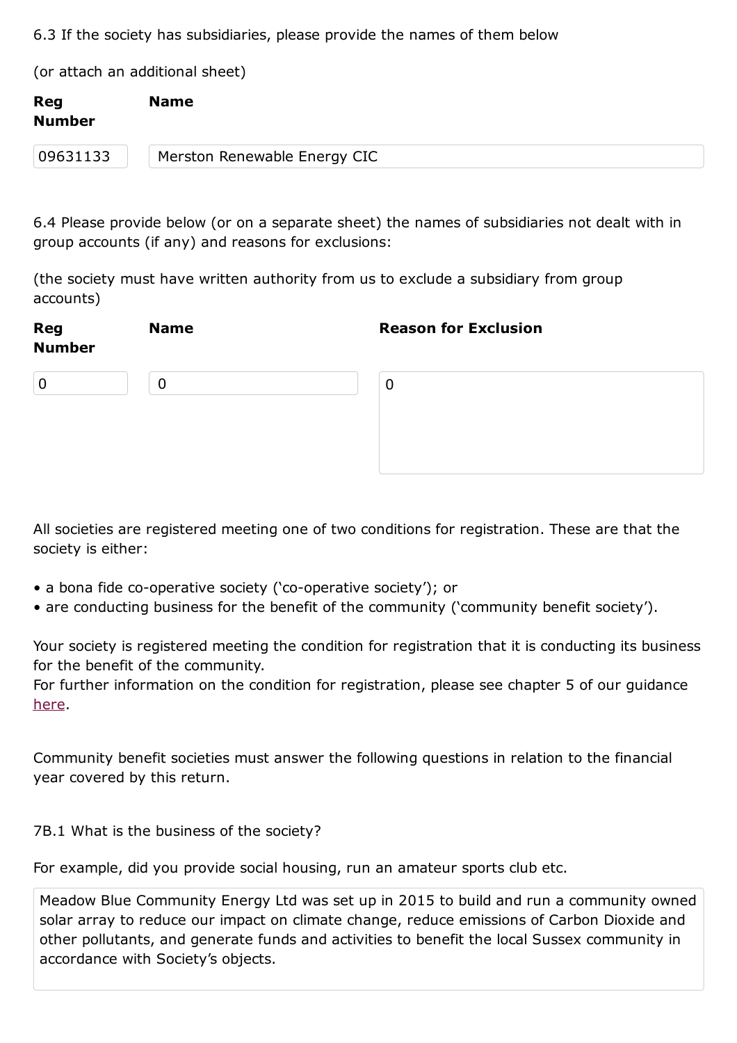6.3 If the society has subsidiaries, please provide the names of them below

(or attach an additional sheet)

| Reg Number | Name |
|---|---|
| 09631133 | Merston Renewable Energy CIC |

6.4 Please provide below (or on a separate sheet) the names of subsidiaries not dealt with in group accounts (if any) and reasons for exclusions:

(the society must have written authority from us to exclude a subsidiary from group accounts)

| Reg Number | Name | Reason for Exclusion |
|---|---|---|
| 0 | 0 | 0 |

All societies are registered meeting one of two conditions for registration. These are that the society is either:

- a bona fide co-operative society ('co-operative society'); or
- are conducting business for the benefit of the community ('community benefit society').

Your society is registered meeting the condition for registration that it is conducting its business for the benefit of the community.
For further information on the condition for registration, please see chapter 5 of our guidance here.

Community benefit societies must answer the following questions in relation to the financial year covered by this return.

7B.1 What is the business of the society?

For example, did you provide social housing, run an amateur sports club etc.

Meadow Blue Community Energy Ltd was set up in 2015 to build and run a community owned solar array to reduce our impact on climate change, reduce emissions of Carbon Dioxide and other pollutants, and generate funds and activities to benefit the local Sussex community in accordance with Society's objects.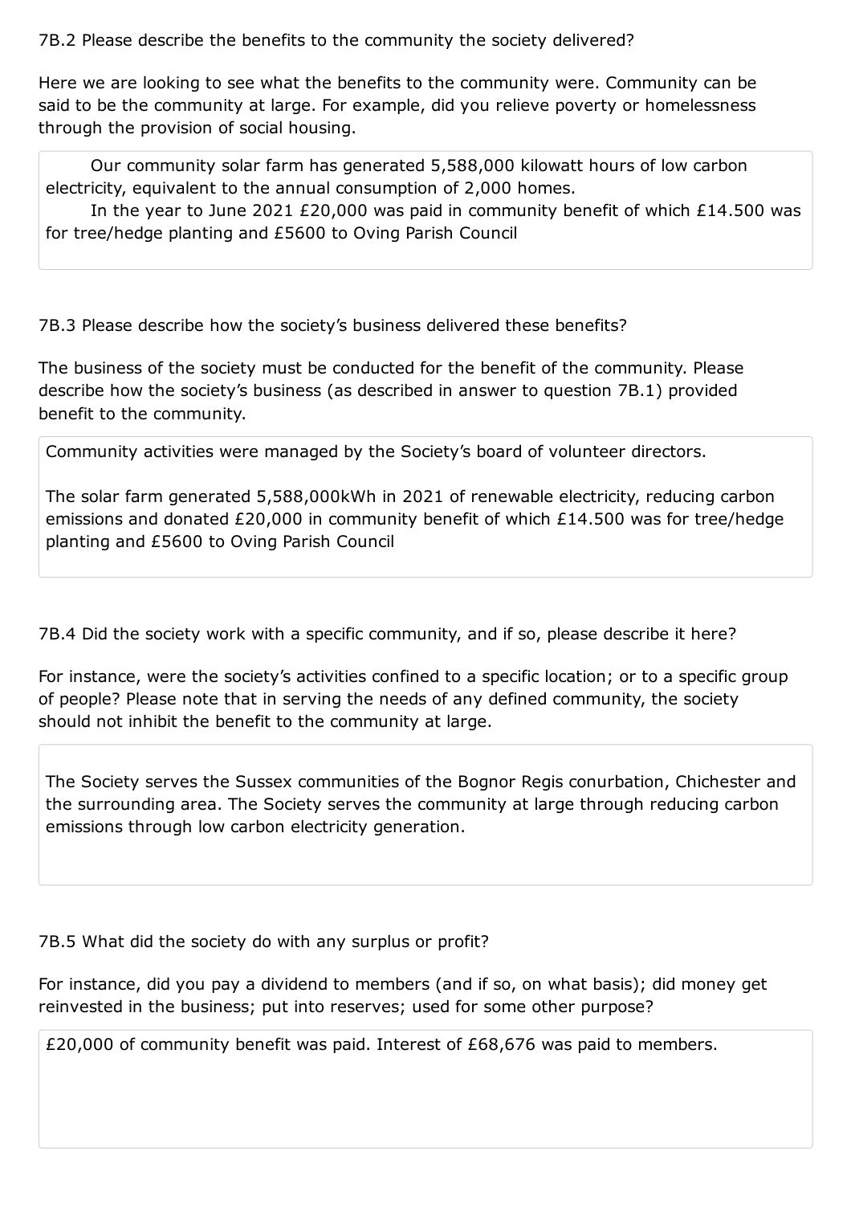7B.2 Please describe the benefits to the community the society delivered?

Here we are looking to see what the benefits to the community were. Community can be said to be the community at large. For example, did you relieve poverty or homelessness through the provision of social housing.

> Our community solar farm has generated 5,588,000 kilowatt hours of low carbon electricity, equivalent to the annual consumption of 2,000 homes.
>
> In the year to June 2021 £20,000 was paid in community benefit of which £14.500 was for tree/hedge planting and £5600 to Oving Parish Council

7B.3 Please describe how the society's business delivered these benefits?

The business of the society must be conducted for the benefit of the community. Please describe how the society's business (as described in answer to question 7B.1) provided benefit to the community.

> Community activities were managed by the Society's board of volunteer directors.
>
> The solar farm generated 5,588,000kWh in 2021 of renewable electricity, reducing carbon emissions and donated £20,000 in community benefit of which £14.500 was for tree/hedge planting and £5600 to Oving Parish Council

7B.4 Did the society work with a specific community, and if so, please describe it here?

For instance, were the society's activities confined to a specific location; or to a specific group of people? Please note that in serving the needs of any defined community, the society should not inhibit the benefit to the community at large.

> The Society serves the Sussex communities of the Bognor Regis conurbation, Chichester and the surrounding area. The Society serves the community at large through reducing carbon emissions through low carbon electricity generation.

7B.5 What did the society do with any surplus or profit?

For instance, did you pay a dividend to members (and if so, on what basis); did money get reinvested in the business; put into reserves; used for some other purpose?

> £20,000 of community benefit was paid. Interest of £68,676 was paid to members.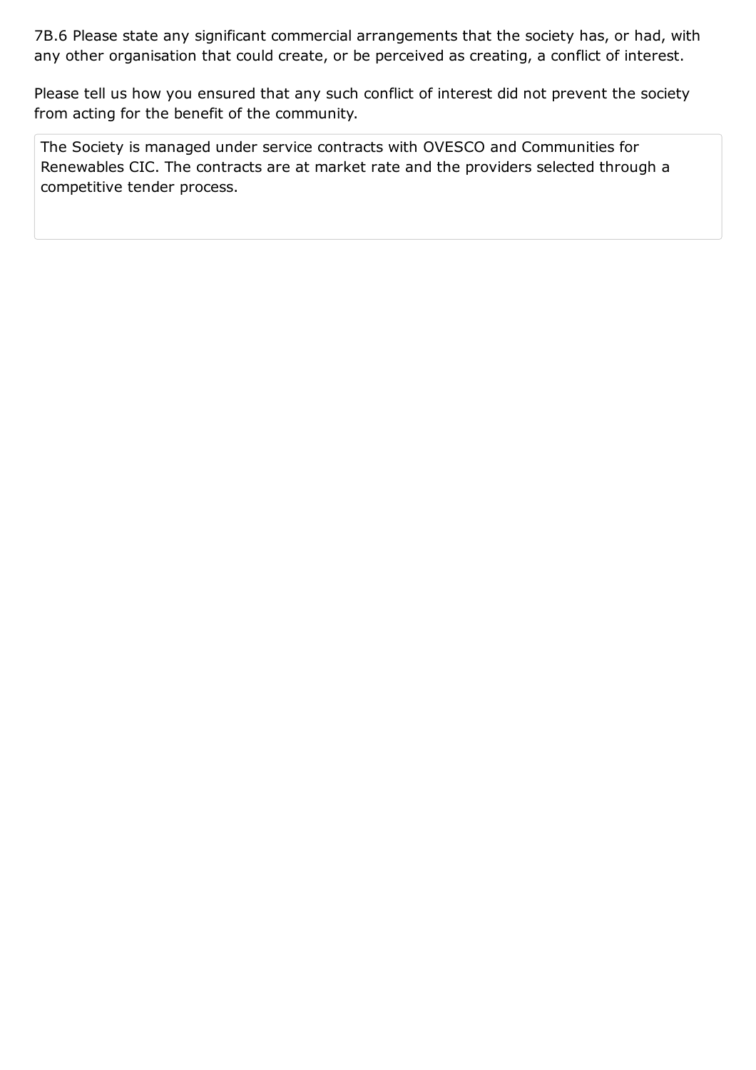7B.6 Please state any significant commercial arrangements that the society has, or had, with any other organisation that could create, or be perceived as creating, a conflict of interest.

Please tell us how you ensured that any such conflict of interest did not prevent the society from acting for the benefit of the community.

The Society is managed under service contracts with OVESCO and Communities for Renewables CIC. The contracts are at market rate and the providers selected through a competitive tender process.